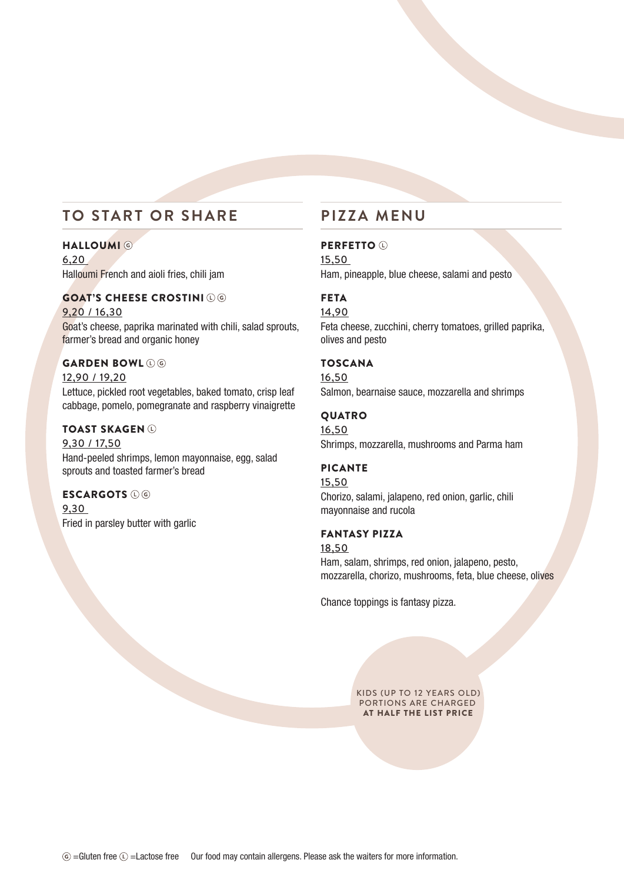## TO START OR SHARE

### HALLOUMI Ⓖ

6,20

Halloumi French and aioli fries, chili jam

### GOAT'S CHEESE CROSTINI Ⓛ Ⓖ

9,20 / 16,30

Goat's cheese, paprika marinated with chili, salad sprouts, farmer's bread and organic honey

### GARDEN BOWL Ⓛ Ⓖ

12,90 / 19,20

Lettuce, pickled root vegetables, baked tomato, crisp leaf cabbage, pomelo, pomegranate and raspberry vinaigrette

### TOAST SKAGEN Ⓛ

9,30 / 17,50

Hand-peeled shrimps, lemon mayonnaise, egg, salad sprouts and toasted farmer's bread

### ESCARGOTS Ⓛ Ⓖ

9,30

Fried in parsley butter with garlic

## PIZZA MENU

### PERFETTO Ⓛ

15,50

Ham, pineapple, blue cheese, salami and pesto

### FETA

14,90

Feta cheese, zucchini, cherry tomatoes, grilled paprika, olives and pesto

### TOSCANA

16,50

Salmon, bearnaise sauce, mozzarella and shrimps

### QUATRO

16,50

Shrimps, mozzarella, mushrooms and Parma ham

### PICANTE

15,50

Chorizo, salami, jalapeno, red onion, garlic, chili mayonnaise and rucola

### FANTASY PIZZA

18,50

Ham, salam, shrimps, red onion, jalapeno, pesto, mozzarella, chorizo, mushrooms, feta, blue cheese, olives

Chance toppings is fantasy pizza.

KIDS (UP TO 12 YEARS OLD) PORTIONS ARE CHARGED **AT HALF THE LIST PRICE**

Ⓖ =Gluten free Ⓛ =Lactose free    Our food may contain allergens. Please ask the waiters for more information.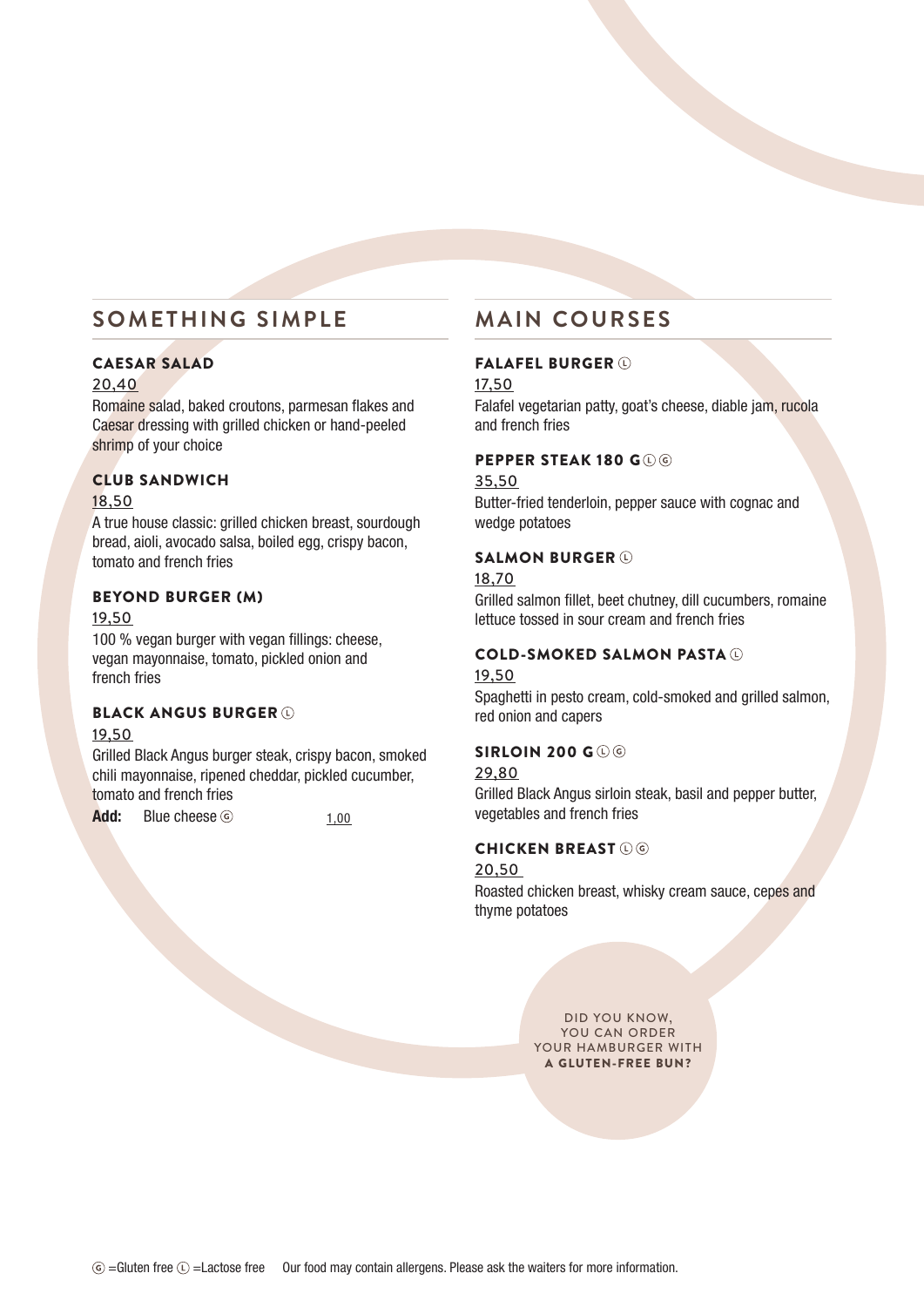## SOMETHING SIMPLE

### CAESAR SALAD

20,40

Romaine salad, baked croutons, parmesan flakes and Caesar dressing with grilled chicken or hand-peeled shrimp of your choice

### CLUB SANDWICH

18,50

A true house classic: grilled chicken breast, sourdough bread, aioli, avocado salsa, boiled egg, crispy bacon, tomato and french fries

### BEYOND BURGER (M)

19,50

100 % vegan burger with vegan fillings: cheese, vegan mayonnaise, tomato, pickled onion and french fries

### BLACK ANGUS BURGER Ⓛ

19,50

Grilled Black Angus burger steak, crispy bacon, smoked chili mayonnaise, ripened cheddar, pickled cucumber, tomato and french fries

**Add:** Blue cheese Ⓖ 1,00

## MAIN COURSES

### FALAFEL BURGER Ⓛ

17,50

Falafel vegetarian patty, goat's cheese, diable jam, rucola and french fries

### PEPPER STEAK 180 G Ⓛ Ⓖ

35,50

Butter-fried tenderloin, pepper sauce with cognac and wedge potatoes

### SALMON BURGER Ⓛ

18,70

Grilled salmon fillet, beet chutney, dill cucumbers, romaine lettuce tossed in sour cream and french fries

### COLD-SMOKED SALMON PASTA Ⓛ

19,50

Spaghetti in pesto cream, cold-smoked and grilled salmon, red onion and capers

### SIRLOIN 200 G Ⓛ Ⓖ

29,80

Grilled Black Angus sirloin steak, basil and pepper butter, vegetables and french fries

### CHICKEN BREAST Ⓛ Ⓖ

20,50

Roasted chicken breast, whisky cream sauce, cepes and thyme potatoes

DID YOU KNOW, YOU CAN ORDER YOUR HAMBURGER WITH **A GLUTEN-FREE BUN?**

Ⓖ =Gluten free Ⓛ =Lactose free Our food may contain allergens. Please ask the waiters for more information.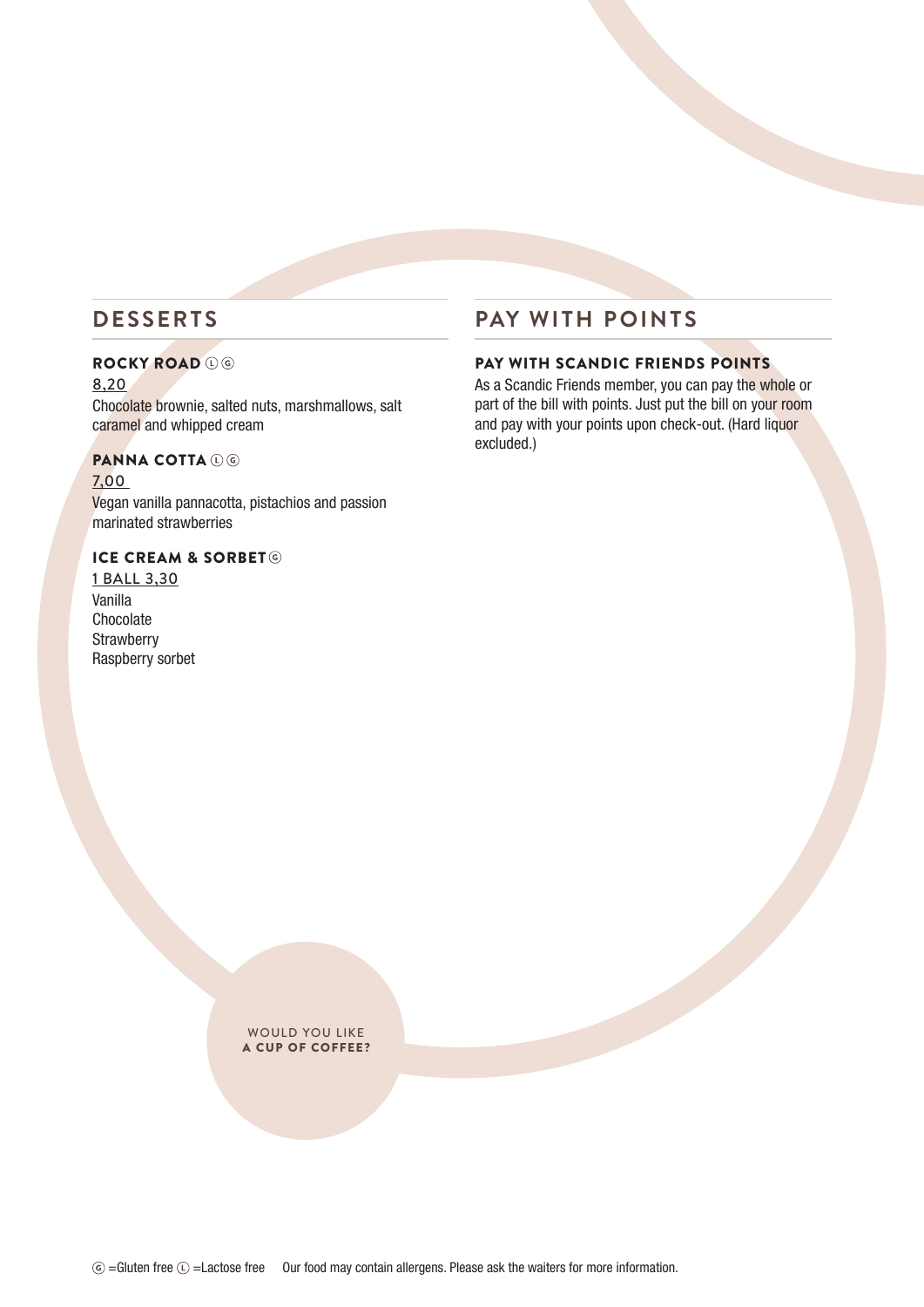## DESSERTS

### ROCKY ROAD Ⓛ Ⓖ

8,20

Chocolate brownie, salted nuts, marshmallows, salt caramel and whipped cream

### PANNA COTTA Ⓛ Ⓖ

7,00

Vegan vanilla pannacotta, pistachios and passion marinated strawberries

### ICE CREAM & SORBET Ⓖ

1 BALL 3,30

Vanilla
Chocolate
Strawberry
Raspberry sorbet

## PAY WITH POINTS

### PAY WITH SCANDIC FRIENDS POINTS

As a Scandic Friends member, you can pay the whole or part of the bill with points. Just put the bill on your room and pay with your points upon check-out. (Hard liquor excluded.)

WOULD YOU LIKE
**A CUP OF COFFEE?**

Ⓖ =Gluten free Ⓛ =Lactose free Our food may contain allergens. Please ask the waiters for more information.